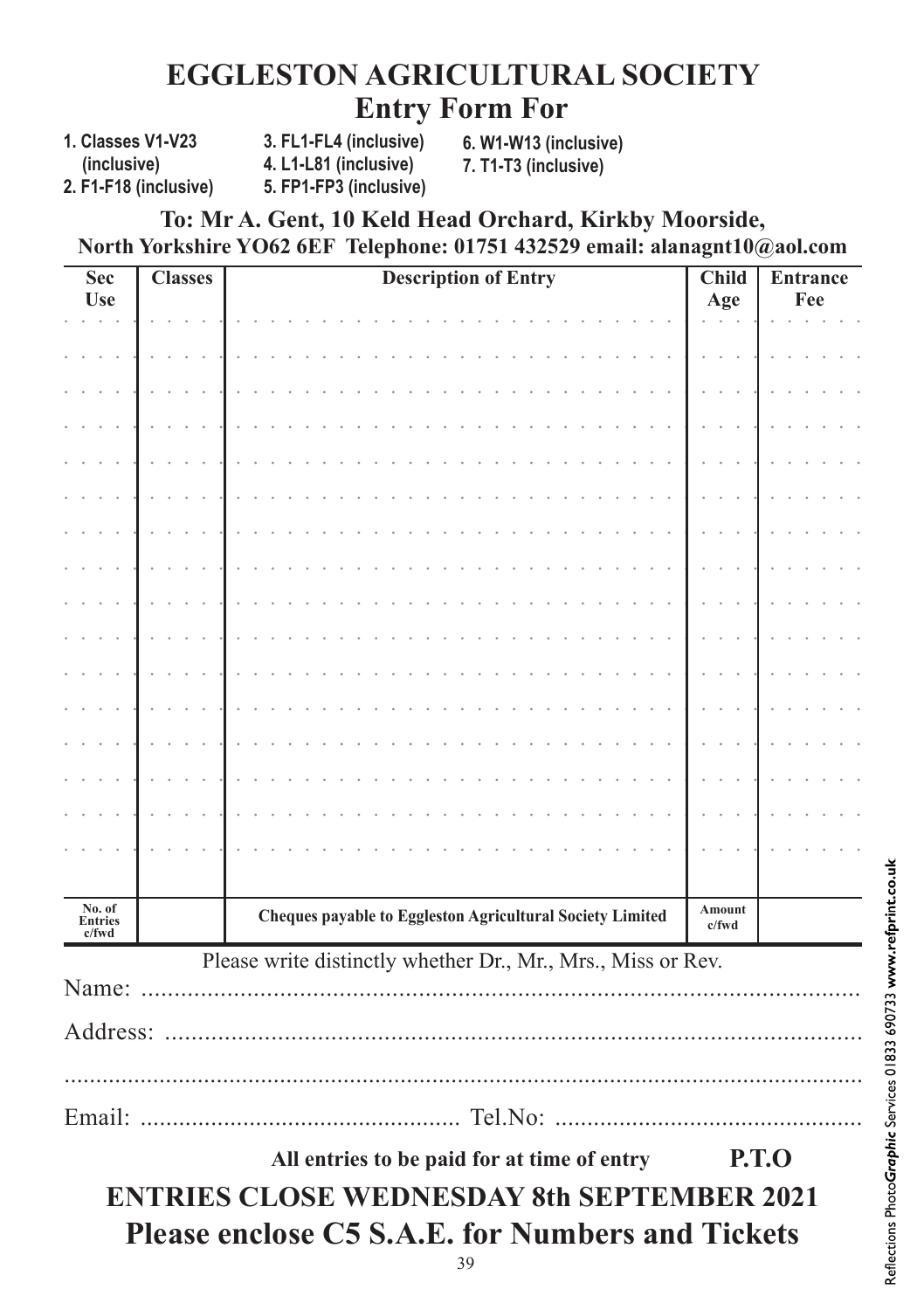# EGGLESTON AGRICULTURAL SOCIETY

## Entry Form For

1. Classes V1-V23 (inclusive)
2. F1-F18 (inclusive)
3. FL1-FL4 (inclusive)
4. L1-L81 (inclusive)
5. FP1-FP3 (inclusive)
6. W1-W13 (inclusive)
7. T1-T3 (inclusive)

**To: Mr A. Gent, 10 Keld Head Orchard, Kirkby Moorside, North Yorkshire YO62 6EF Telephone: 01751 432529 email: alanagnt10@aol.com**

| Sec Use | Classes | Description of Entry | Child Age | Entrance Fee |
|---|---|---|---|---|
| | | | | |
| | | | | |
| | | | | |
| | | | | |
| | | | | |
| | | | | |
| | | | | |
| | | | | |
| | | | | |
| | | | | |
| | | | | |
| | | | | |
| | | | | |
| | | | | |
| | | | | |
| | | | | |
| No. of Entries c/fwd | | Cheques payable to Eggleston Agricultural Society Limited | Amount c/fwd | |

Please write distinctly whether Dr., Mr., Mrs., Miss or Rev.

Name: ..........................................................................................................

Address: ..........................................................................................................

..........................................................................................................

Email: ................................................ Tel.No: ..............................................

**All entries to be paid for at time of entry** **P.T.O**

## ENTRIES CLOSE WEDNESDAY 8th SEPTEMBER 2021

## Please enclose C5 S.A.E. for Numbers and Tickets

Reflections Photo*Graphic* Services 01833 690733 **www.refprint.co.uk**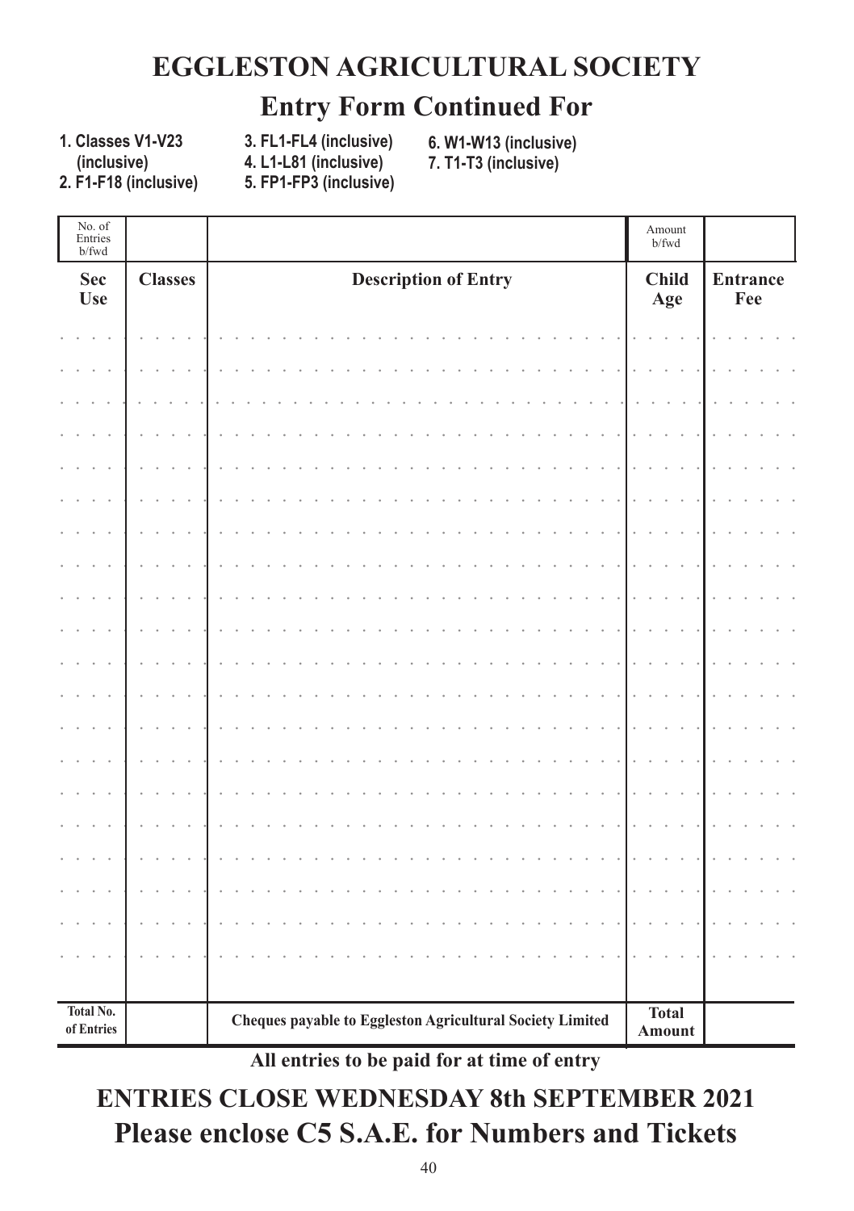# EGGLESTON AGRICULTURAL SOCIETY

## Entry Form Continued For

1. Classes V1-V23 (inclusive)
2. F1-F18 (inclusive)
3. FL1-FL4 (inclusive)
4. L1-L81 (inclusive)
5. FP1-FP3 (inclusive)
6. W1-W13 (inclusive)
7. T1-T3 (inclusive)

| No. of Entries b/fwd | | | Amount b/fwd | |
|---|---|---|---|---|
| **Sec Use** | **Classes** | **Description of Entry** | **Child Age** | **Entrance Fee** |
| | | | | |
| | | | | |
| | | | | |
| | | | | |
| | | | | |
| | | | | |
| | | | | |
| | | | | |
| | | | | |
| | | | | |
| | | | | |
| | | | | |
| | | | | |
| | | | | |
| | | | | |
| | | | | |
| | | | | |
| | | | | |
| | | | | |
| | | | | |
| **Total No. of Entries** | | **Cheques payable to Eggleston Agricultural Society Limited** | **Total Amount** | |

**All entries to be paid for at time of entry**

## ENTRIES CLOSE WEDNESDAY 8th SEPTEMBER 2021

## Please enclose C5 S.A.E. for Numbers and Tickets